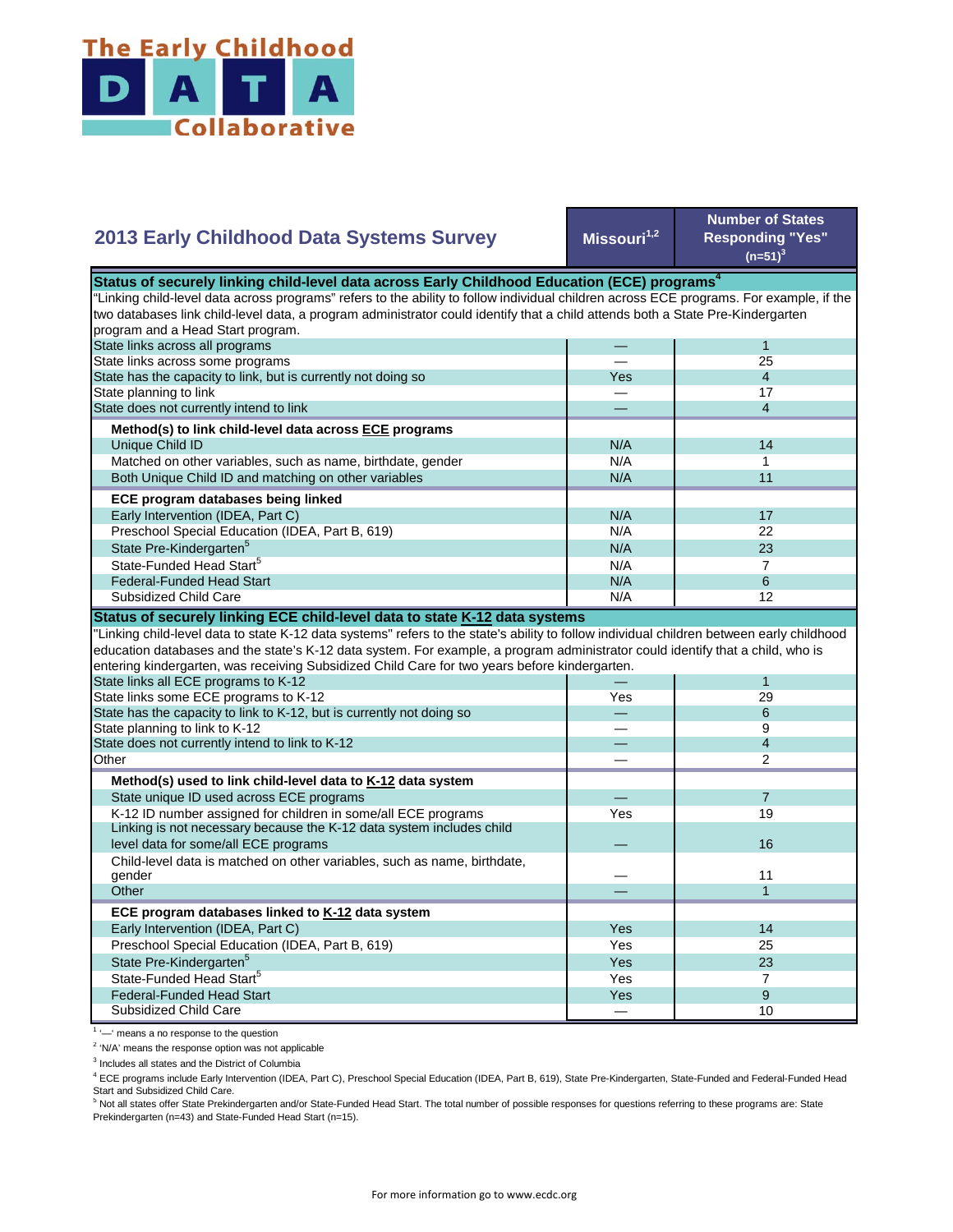# The Early Childhood DATA Collaborative

## 2013 Early Childhood Data Systems Survey

| 2013 Early Childhood Data Systems Survey | Missouri[1,2] | Number of States Responding "Yes" (n=51)[3] |
|---|---|---|
| **Status of securely linking child-level data across Early Childhood Education (ECE) programs[4]** | | |
| "Linking child-level data across programs" refers to the ability to follow individual children across ECE programs. For example, if the two databases link child-level data, a program administrator could identify that a child attends both a State Pre-Kindergarten program and a Head Start program. | | |
| State links across all programs | — | 1 |
| State links across some programs | — | 25 |
| State has the capacity to link, but is currently not doing so | Yes | 4 |
| State planning to link | — | 17 |
| State does not currently intend to link | — | 4 |
| **Method(s) to link child-level data across ECE programs** | | |
| Unique Child ID | N/A | 14 |
| Matched on other variables, such as name, birthdate, gender | N/A | 1 |
| Both Unique Child ID and matching on other variables | N/A | 11 |
| **ECE program databases being linked** | | |
| Early Intervention (IDEA, Part C) | N/A | 17 |
| Preschool Special Education (IDEA, Part B, 619) | N/A | 22 |
| State Pre-Kindergarten[5] | N/A | 23 |
| State-Funded Head Start[5] | N/A | 7 |
| Federal-Funded Head Start | N/A | 6 |
| Subsidized Child Care | N/A | 12 |
| **Status of securely linking ECE child-level data to state K-12 data systems** | | |
| "Linking child-level data to state K-12 data systems" refers to the state's ability to follow individual children between early childhood education databases and the state's K-12 data system. For example, a program administrator could identify that a child, who is entering kindergarten, was receiving Subsidized Child Care for two years before kindergarten. | | |
| State links all ECE programs to K-12 | — | 1 |
| State links some ECE programs to K-12 | Yes | 29 |
| State has the capacity to link to K-12, but is currently not doing so | — | 6 |
| State planning to link to K-12 | — | 9 |
| State does not currently intend to link to K-12 | — | 4 |
| Other | — | 2 |
| **Method(s) used to link child-level data to K-12 data system** | | |
| State unique ID used across ECE programs | — | 7 |
| K-12 ID number assigned for children in some/all ECE programs | Yes | 19 |
| Linking is not necessary because the K-12 data system includes child level data for some/all ECE programs | — | 16 |
| Child-level data is matched on other variables, such as name, birthdate, gender | — | 11 |
| Other | — | 1 |
| **ECE program databases linked to K-12 data system** | | |
| Early Intervention (IDEA, Part C) | Yes | 14 |
| Preschool Special Education (IDEA, Part B, 619) | Yes | 25 |
| State Pre-Kindergarten[5] | Yes | 23 |
| State-Funded Head Start[5] | Yes | 7 |
| Federal-Funded Head Start | Yes | 9 |
| Subsidized Child Care | — | 10 |

[1] '—' means a no response to the question

[2] 'N/A' means the response option was not applicable

[3] Includes all states and the District of Columbia

[4] ECE programs include Early Intervention (IDEA, Part C), Preschool Special Education (IDEA, Part B, 619), State Pre-Kindergarten, State-Funded and Federal-Funded Head Start and Subsidized Child Care.

[5] Not all states offer State Prekindergarten and/or State-Funded Head Start. The total number of possible responses for questions referring to these programs are: State Prekindergarten (n=43) and State-Funded Head Start (n=15).

For more information go to www.ecdc.org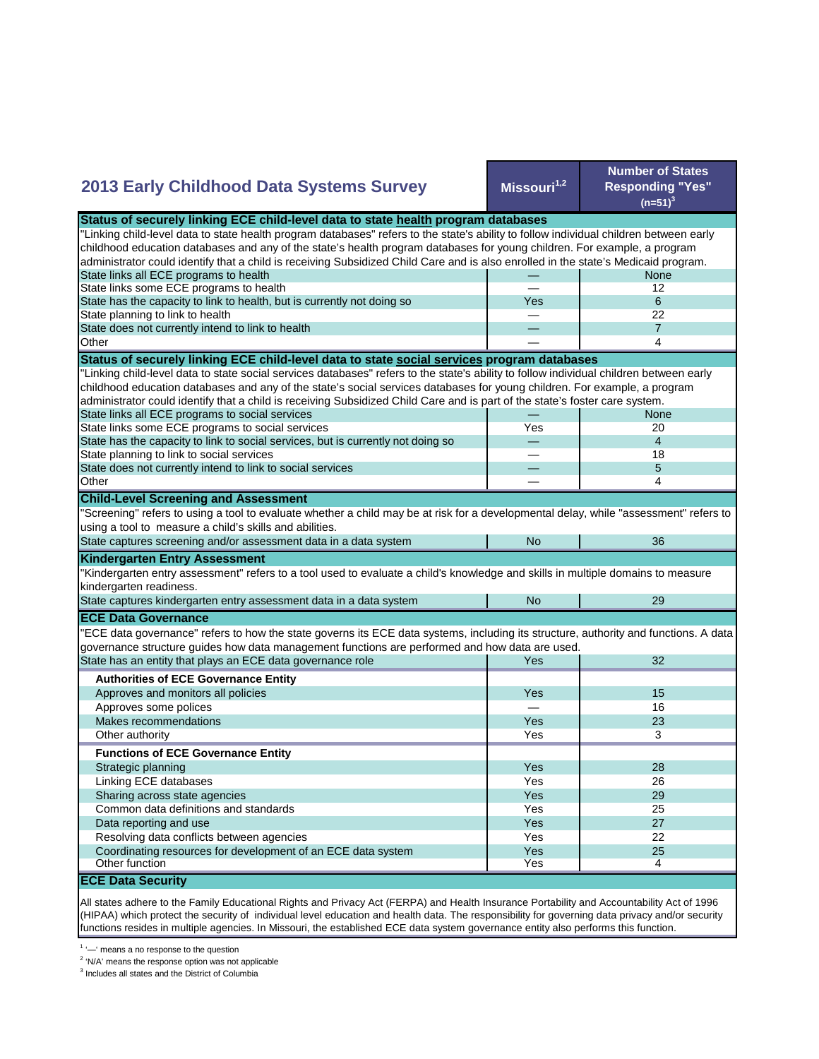## 2013 Early Childhood Data Systems Survey

| | Missouri[1,2] | Number of States Responding "Yes" (n=51)[3] |
|---|---|---|
| **Status of securely linking ECE child-level data to state health program databases** | | |
| "Linking child-level data to state health program databases" refers to the state's ability to follow individual children between early childhood education databases and any of the state's health program databases for young children. For example, a program administrator could identify that a child is receiving Subsidized Child Care and is also enrolled in the state's Medicaid program. | | |
| State links all ECE programs to health | — | None |
| State links some ECE programs to health | — | 12 |
| State has the capacity to link to health, but is currently not doing so | Yes | 6 |
| State planning to link to health | — | 22 |
| State does not currently intend to link to health | — | 7 |
| Other | — | 4 |
| **Status of securely linking ECE child-level data to state social services program databases** | | |
| "Linking child-level data to state social services databases" refers to the state's ability to follow individual children between early childhood education databases and any of the state's social services databases for young children. For example, a program administrator could identify that a child is receiving Subsidized Child Care and is part of the state's foster care system. | | |
| State links all ECE programs to social services | — | None |
| State links some ECE programs to social services | Yes | 20 |
| State has the capacity to link to social services, but is currently not doing so | — | 4 |
| State planning to link to social services | — | 18 |
| State does not currently intend to link to social services | — | 5 |
| Other | — | 4 |
| **Child-Level Screening and Assessment** | | |
| "Screening" refers to using a tool to evaluate whether a child may be at risk for a developmental delay, while "assessment" refers to using a tool to measure a child's skills and abilities. | | |
| State captures screening and/or assessment data in a data system | No | 36 |
| **Kindergarten Entry Assessment** | | |
| "Kindergarten entry assessment" refers to a tool used to evaluate a child's knowledge and skills in multiple domains to measure kindergarten readiness. | | |
| State captures kindergarten entry assessment data in a data system | No | 29 |
| **ECE Data Governance** | | |
| "ECE data governance" refers to how the state governs its ECE data systems, including its structure, authority and functions. A data governance structure guides how data management functions are performed and how data are used. | | |
| State has an entity that plays an ECE data governance role | Yes | 32 |
| **Authorities of ECE Governance Entity** | | |
| Approves and monitors all policies | Yes | 15 |
| Approves some polices | — | 16 |
| Makes recommendations | Yes | 23 |
| Other authority | Yes | 3 |
| **Functions of ECE Governance Entity** | | |
| Strategic planning | Yes | 28 |
| Linking ECE databases | Yes | 26 |
| Sharing across state agencies | Yes | 29 |
| Common data definitions and standards | Yes | 25 |
| Data reporting and use | Yes | 27 |
| Resolving data conflicts between agencies | Yes | 22 |
| Coordinating resources for development of an ECE data system | Yes | 25 |
| Other function | Yes | 4 |

**ECE Data Security**

All states adhere to the Family Educational Rights and Privacy Act (FERPA) and Health Insurance Portability and Accountability Act of 1996 (HIPAA) which protect the security of individual level education and health data. The responsibility for governing data privacy and/or security functions resides in multiple agencies. In Missouri, the established ECE data system governance entity also performs this function.

[1] '—' means a no response to the question

[2] 'N/A' means the response option was not applicable

[3] Includes all states and the District of Columbia